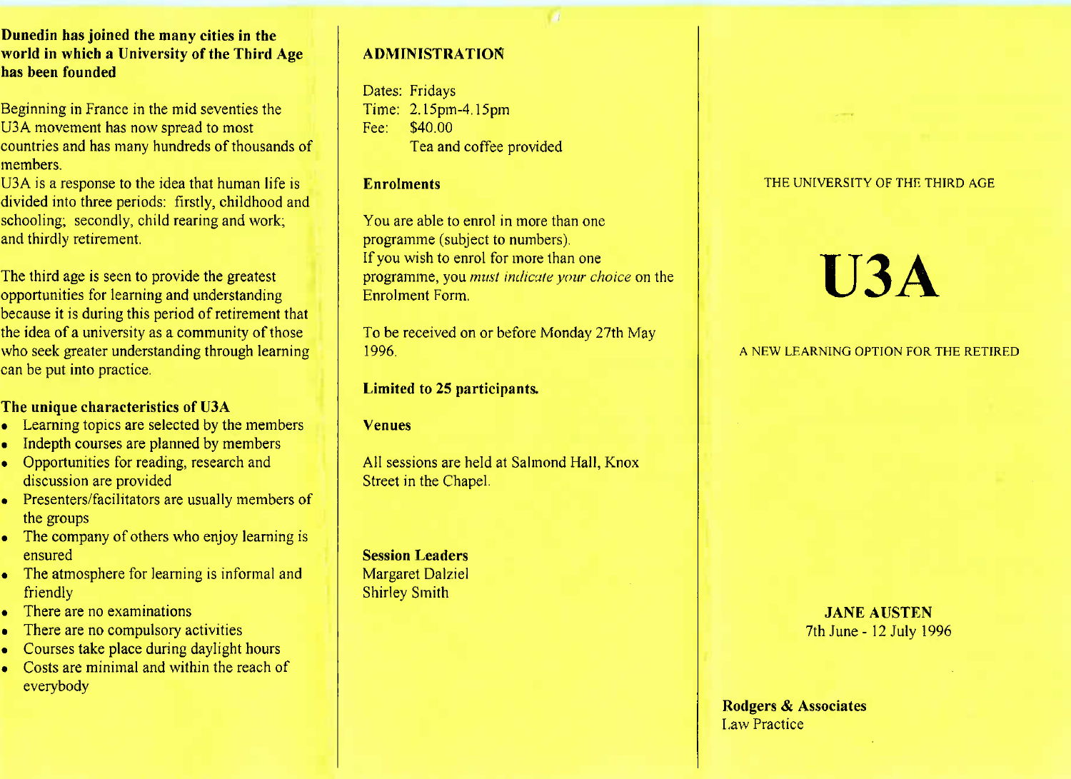**Dunedin has joined the many cities in the world in which a University of the Third Age has been founded**

Beginning in France in the mid seventies the U3A movement has now spread to most countries and has many hundreds of thousands of members.
U3A is a response to the idea that human life is divided into three periods: firstly, childhood and schooling; secondly, child rearing and work; and thirdly retirement.

The third age is seen to provide the greatest opportunities for learning and understanding because it is during this period of retirement that the idea of a university as a community of those who seek greater understanding through learning can be put into practice.

**The unique characteristics of U3A**

- Learning topics are selected by the members
- Indepth courses are planned by members
- Opportunities for reading, research and discussion are provided
- Presenters/facilitators are usually members of the groups
- The company of others who enjoy learning is ensured
- The atmosphere for learning is informal and friendly
- There are no examinations
- There are no compulsory activities
- Courses take place during daylight hours
- Costs are minimal and within the reach of everybody

## ADMINISTRATION

Dates: Fridays
Time: 2.15pm-4.15pm
Fee: $40.00
Tea and coffee provided

**Enrolments**

You are able to enrol in more than one programme (subject to numbers).
If you wish to enrol for more than one programme, you *must indicate your choice* on the Enrolment Form.

To be received on or before Monday 27th May 1996.

**Limited to 25 participants.**

**Venues**

All sessions are held at Salmond Hall, Knox Street in the Chapel.

**Session Leaders**
Margaret Dalziel
Shirley Smith

THE UNIVERSITY OF THE THIRD AGE

# U3A

A NEW LEARNING OPTION FOR THE RETIRED

**JANE AUSTEN**
7th June - 12 July 1996

**Rodgers & Associates**
Law Practice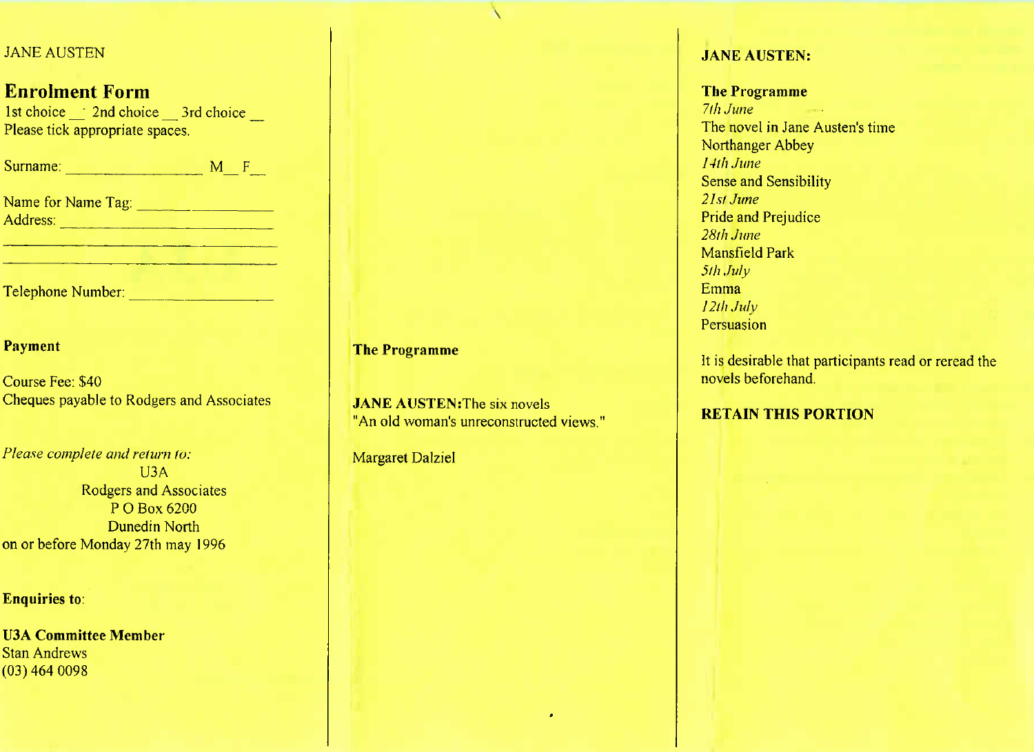JANE AUSTEN

## Enrolment Form

1st choice __ 2nd choice __ 3rd choice __
Please tick appropriate spaces.

Surname: ________________ M__ F__

Name for Name Tag: ______________
Address: ______________________

______________________________

______________________________

Telephone Number: ______________

**Payment**

Course Fee: $40
Cheques payable to Rodgers and Associates

*Please complete and return to:*
U3A
Rodgers and Associates
P O Box 6200
Dunedin North
on or before Monday 27th may 1996

**Enquiries to**:

**U3A Committee Member**
Stan Andrews
(03) 464 0098

**The Programme**

**JANE AUSTEN:**The six novels
"An old woman's unreconstructed views."

Margaret Dalziel

**JANE AUSTEN:**

**The Programme**
*7th June*
The novel in Jane Austen's time
Northanger Abbey
*14th June*
Sense and Sensibility
*21st June*
Pride and Prejudice
*28th June*
Mansfield Park
*5th July*
Emma
*12th July*
Persuasion

It is desirable that participants read or reread the novels beforehand.

**RETAIN THIS PORTION**